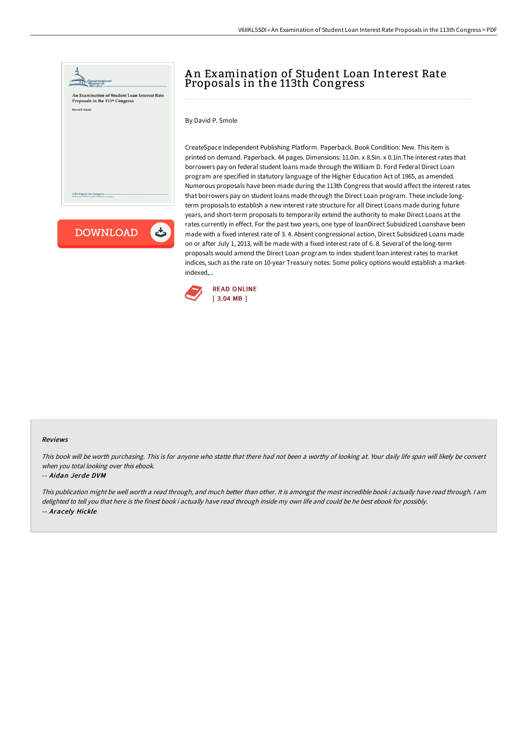# An Examination of Student Loan Interest Rate Proposals in the 113th Congress

By David P. Smole

CreateSpace Independent Publishing Platform. Paperback. Book Condition: New. This item is printed on demand. Paperback. 44 pages. Dimensions: 11.0in. x 8.5in. x 0.1in.The interest rates that borrowers pay on federal student loans made through the William D. Ford Federal Direct Loan program are specified in statutory language of the Higher Education Act of 1965, as amended. Numerous proposals have been made during the 113th Congress that would affect the interest rates that borrowers pay on student loans made through the Direct Loan program. These include long-term proposals to establish a new interest rate structure for all Direct Loans made during future years, and short-term proposals to temporarily extend the authority to make Direct Loans at the rates currently in effect. For the past two years, one type of loanDirect Subsidized Loanshave been made with a fixed interest rate of 3. 4. Absent congressional action, Direct Subsidized Loans made on or after July 1, 2013, will be made with a fixed interest rate of 6. 8. Several of the long-term proposals would amend the Direct Loan program to index student loan interest rates to market indices, such as the rate on 10-year Treasury notes. Some policy options would establish a market-indexed,...

READ ONLINE
[ 3.04 MB ]

### Reviews

*This book will be worth purchasing. This is for anyone who statte that there had not been a worthy of looking at. Your daily life span will likely be convert when you total looking over this ebook.*

-- *Aidan Jerde DVM*

*This publication might be well worth a read through, and much better than other. It is amongst the most incredible book i actually have read through. I am delighted to tell you that here is the finest book i actually have read through inside my own life and could be he best ebook for possibly.*

-- *Aracely Hickle*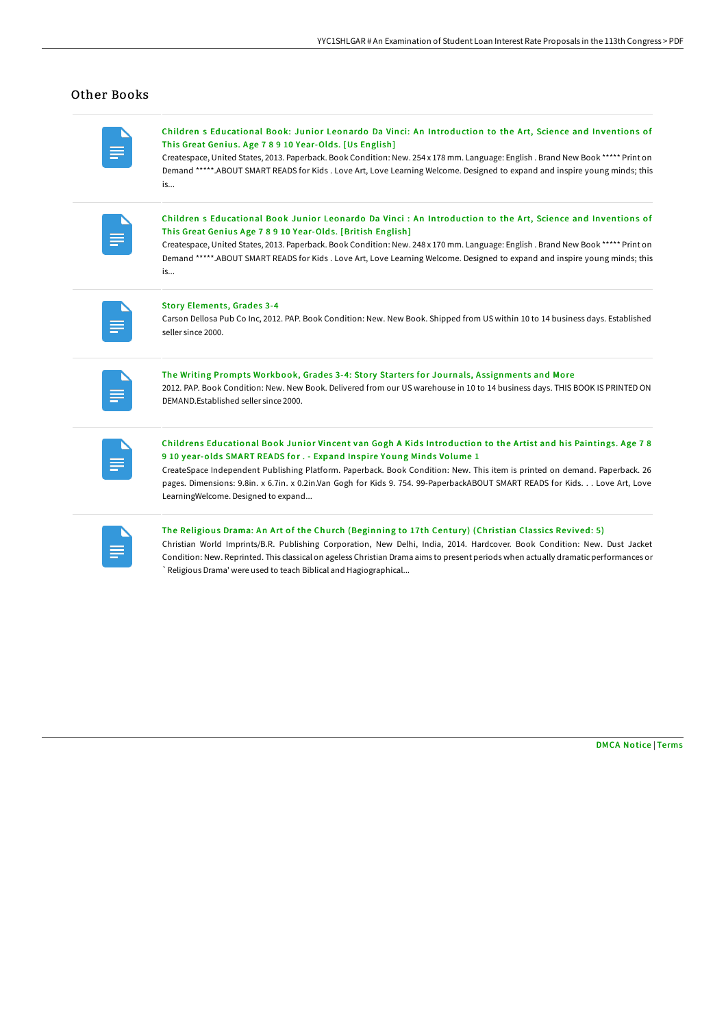## Other Books

**Children s Educational Book: Junior Leonardo Da Vinci: An Introduction to the Art, Science and Inventions of This Great Genius. Age 7 8 9 10 Year-Olds. [Us English]**

Createspace, United States, 2013. Paperback. Book Condition: New. 254 x 178 mm. Language: English . Brand New Book ***** Print on Demand *****.ABOUT SMART READS for Kids . Love Art, Love Learning Welcome. Designed to expand and inspire young minds; this is...

**Children s Educational Book Junior Leonardo Da Vinci : An Introduction to the Art, Science and Inventions of This Great Genius Age 7 8 9 10 Year-Olds. [British English]**

Createspace, United States, 2013. Paperback. Book Condition: New. 248 x 170 mm. Language: English . Brand New Book ***** Print on Demand *****.ABOUT SMART READS for Kids . Love Art, Love Learning Welcome. Designed to expand and inspire young minds; this is...

**Story Elements, Grades 3-4**

Carson Dellosa Pub Co Inc, 2012. PAP. Book Condition: New. New Book. Shipped from US within 10 to 14 business days. Established seller since 2000.

**The Writing Prompts Workbook, Grades 3-4: Story Starters for Journals, Assignments and More**

2012. PAP. Book Condition: New. New Book. Delivered from our US warehouse in 10 to 14 business days. THIS BOOK IS PRINTED ON DEMAND.Established seller since 2000.

**Childrens Educational Book Junior Vincent van Gogh A Kids Introduction to the Artist and his Paintings. Age 7 8 9 10 year-olds SMART READS for . - Expand Inspire Young Minds Volume 1**

CreateSpace Independent Publishing Platform. Paperback. Book Condition: New. This item is printed on demand. Paperback. 26 pages. Dimensions: 9.8in. x 6.7in. x 0.2in.Van Gogh for Kids 9. 754. 99-PaperbackABOUT SMART READS for Kids. . . Love Art, Love LearningWelcome. Designed to expand...

**The Religious Drama: An Art of the Church (Beginning to 17th Century) (Christian Classics Revived: 5)**

Christian World Imprints/B.R. Publishing Corporation, New Delhi, India, 2014. Hardcover. Book Condition: New. Dust Jacket Condition: New. Reprinted. This classical on ageless Christian Drama aims to present periods when actually dramatic performances or `Religious Drama' were used to teach Biblical and Hagiographical...